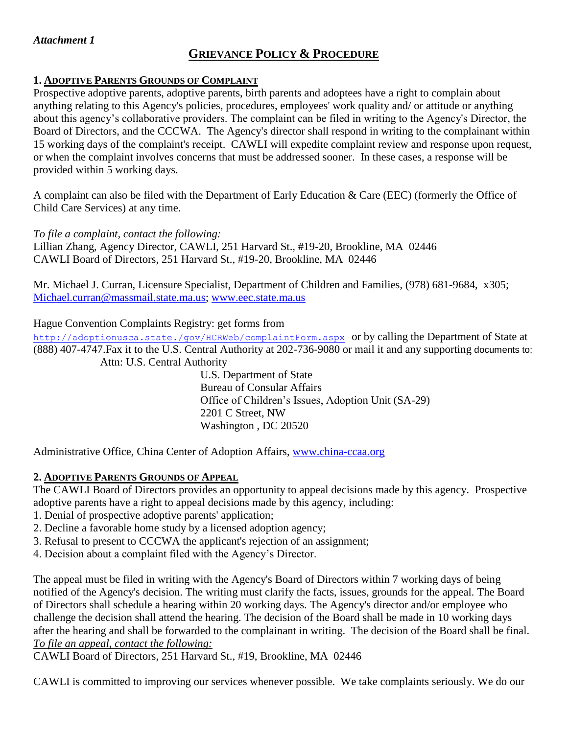*Attachment 1*

# Grievance Policy & Procedure

## 1. Adoptive Parents Grounds of Complaint

Prospective adoptive parents, adoptive parents, birth parents and adoptees have a right to complain about anything relating to this Agency's policies, procedures, employees' work quality and/ or attitude or anything about this agency's collaborative providers. The complaint can be filed in writing to the Agency's Director, the Board of Directors, and the CCCWA. The Agency's director shall respond in writing to the complainant within 15 working days of the complaint's receipt. CAWLI will expedite complaint review and response upon request, or when the complaint involves concerns that must be addressed sooner. In these cases, a response will be provided within 5 working days.

A complaint can also be filed with the Department of Early Education & Care (EEC) (formerly the Office of Child Care Services) at any time.

*To file a complaint, contact the following:*

Lillian Zhang, Agency Director, CAWLI, 251 Harvard St., #19-20, Brookline, MA 02446
CAWLI Board of Directors, 251 Harvard St., #19-20, Brookline, MA 02446

Mr. Michael J. Curran, Licensure Specialist, Department of Children and Families, (978) 681-9684, x305; Michael.curran@massmail.state.ma.us; www.eec.state.ma.us

Hague Convention Complaints Registry: get forms from http://adoptionusca.state./gov/HCRWeb/complaintForm.aspx or by calling the Department of State at (888) 407-4747.Fax it to the U.S. Central Authority at 202-736-9080 or mail it and any supporting documents to:

Attn: U.S. Central Authority
U.S. Department of State
Bureau of Consular Affairs
Office of Children's Issues, Adoption Unit (SA-29)
2201 C Street, NW
Washington , DC 20520

Administrative Office, China Center of Adoption Affairs, www.china-ccaa.org

## 2. Adoptive Parents Grounds of Appeal

The CAWLI Board of Directors provides an opportunity to appeal decisions made by this agency. Prospective adoptive parents have a right to appeal decisions made by this agency, including:

1. Denial of prospective adoptive parents' application;
2. Decline a favorable home study by a licensed adoption agency;
3. Refusal to present to CCCWA the applicant's rejection of an assignment;
4. Decision about a complaint filed with the Agency's Director.

The appeal must be filed in writing with the Agency's Board of Directors within 7 working days of being notified of the Agency's decision. The writing must clarify the facts, issues, grounds for the appeal. The Board of Directors shall schedule a hearing within 20 working days. The Agency's director and/or employee who challenge the decision shall attend the hearing. The decision of the Board shall be made in 10 working days after the hearing and shall be forwarded to the complainant in writing. The decision of the Board shall be final.

*To file an appeal, contact the following:*

CAWLI Board of Directors, 251 Harvard St., #19, Brookline, MA 02446

CAWLI is committed to improving our services whenever possible. We take complaints seriously. We do our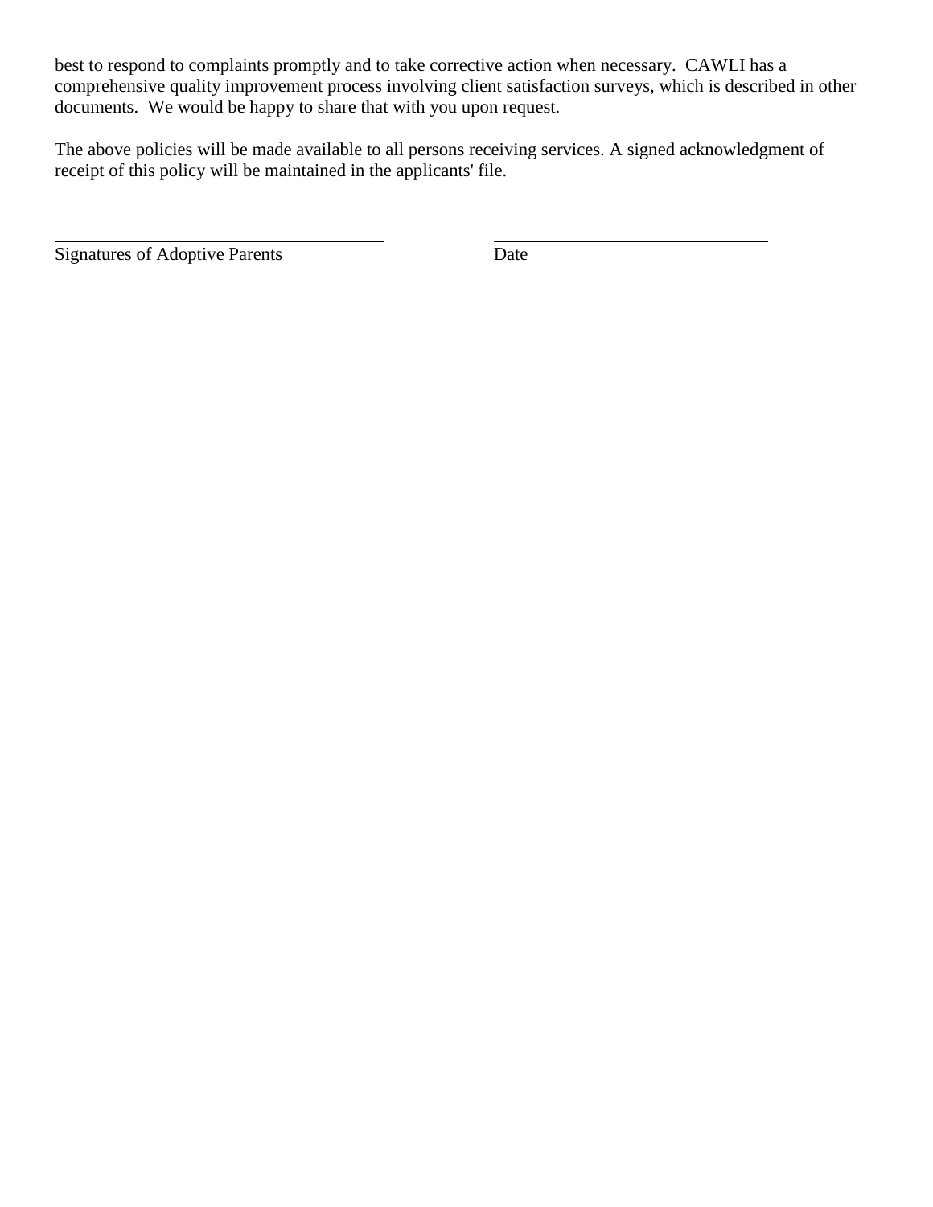best to respond to complaints promptly and to take corrective action when necessary. CAWLI has a comprehensive quality improvement process involving client satisfaction surveys, which is described in other documents. We would be happy to share that with you upon request.

The above policies will be made available to all persons receiving services. A signed acknowledgment of receipt of this policy will be maintained in the applicants' file.

| | |
|---|---|
| \_\_\_\_\_\_\_\_\_\_\_\_\_\_\_\_\_\_\_\_\_\_\_\_\_\_\_\_\_\_\_\_\_\_\_\_ | \_\_\_\_\_\_\_\_\_\_\_\_\_\_\_\_\_\_\_\_\_\_\_\_\_\_\_\_\_\_ |
| \_\_\_\_\_\_\_\_\_\_\_\_\_\_\_\_\_\_\_\_\_\_\_\_\_\_\_\_\_\_\_\_\_\_\_\_ | \_\_\_\_\_\_\_\_\_\_\_\_\_\_\_\_\_\_\_\_\_\_\_\_\_\_\_\_\_\_ |
| Signatures of Adoptive Parents | Date |